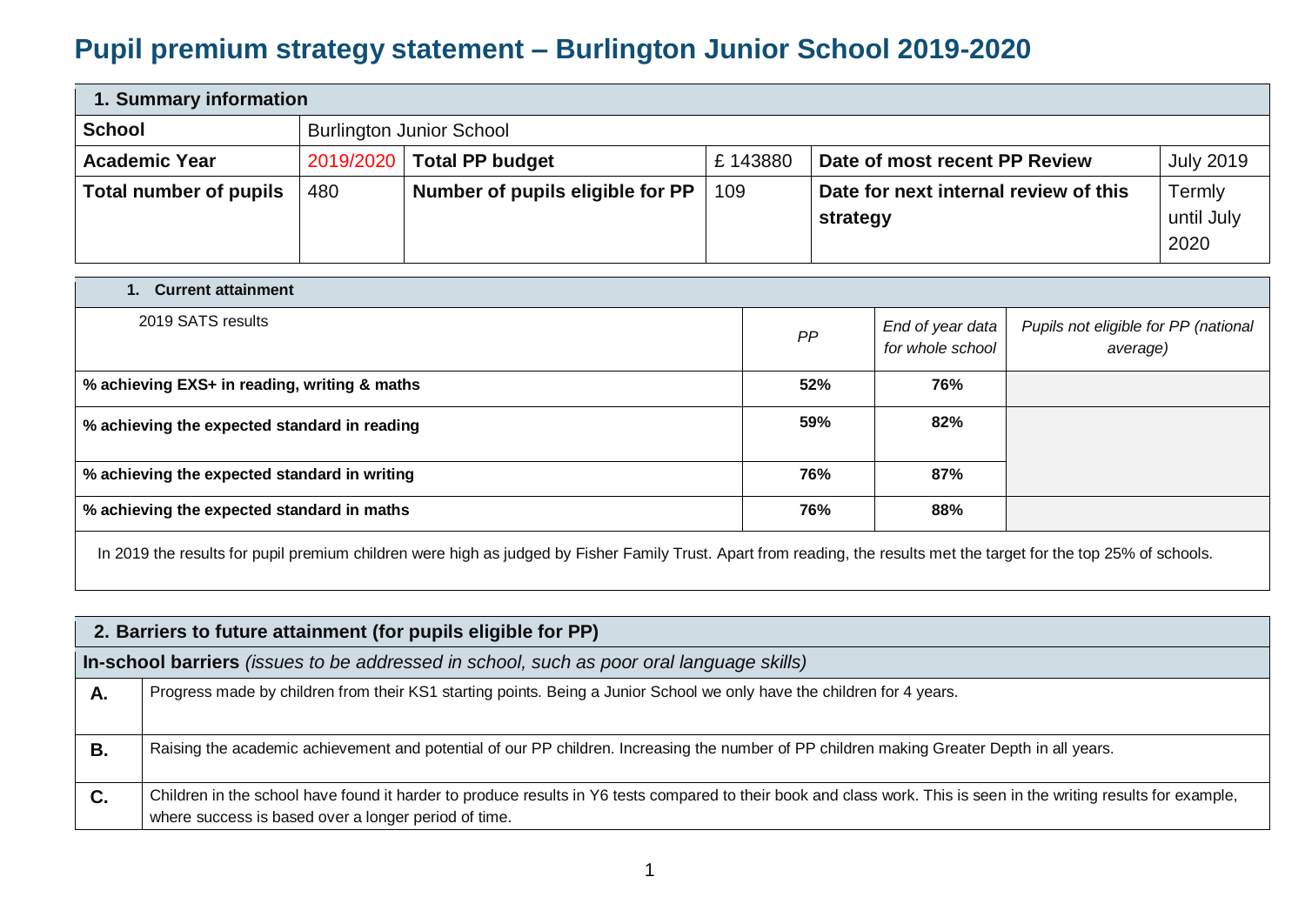# Pupil premium strategy statement – Burlington Junior School 2019-2020

| 1. Summary information | | | | | |
|---|---|---|---|---|---|
| **School** | Burlington Junior School | | | | |
| **Academic Year** | 2019/2020 | **Total PP budget** | £ 143880 | **Date of most recent PP Review** | July 2019 |
| **Total number of pupils** | 480 | **Number of pupils eligible for PP** | 109 | **Date for next internal review of this strategy** | Termly until July 2020 |

| 1. Current attainment | | | |
|---|---|---|---|
| 2019 SATS results | *PP* | *End of year data for whole school* | *Pupils not eligible for PP (national average)* |
| **% achieving EXS+ in reading, writing & maths** | **52%** | **76%** | |
| **% achieving the expected standard in reading** | **59%** | **82%** | |
| **% achieving the expected standard in writing** | **76%** | **87%** | |
| **% achieving the expected standard in maths** | **76%** | **88%** | |

In 2019 the results for pupil premium children were high as judged by Fisher Family Trust. Apart from reading, the results met the target for the top 25% of schools.

| 2. Barriers to future attainment (for pupils eligible for PP) | |
|---|---|
| **In-school barriers** *(issues to be addressed in school, such as poor oral language skills)* | |
| **A.** | Progress made by children from their KS1 starting points. Being a Junior School we only have the children for 4 years. |
| **B.** | Raising the academic achievement and potential of our PP children. Increasing the number of PP children making Greater Depth in all years. |
| **C.** | Children in the school have found it harder to produce results in Y6 tests compared to their book and class work. This is seen in the writing results for example, where success is based over a longer period of time. |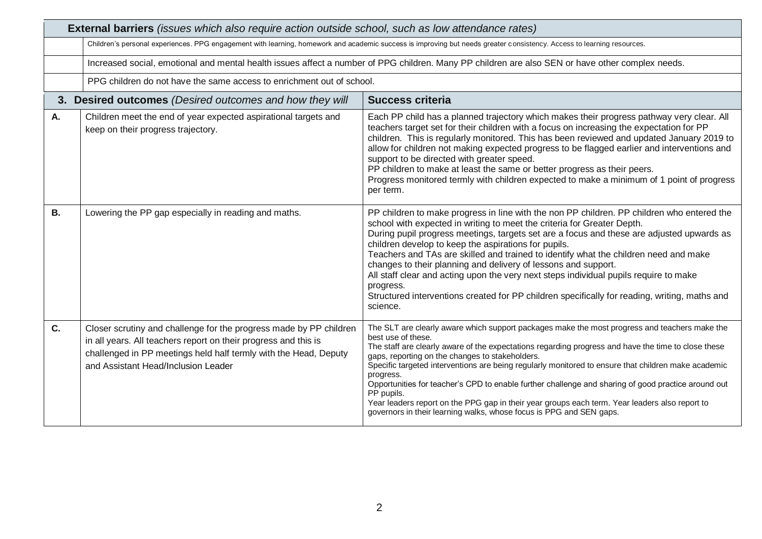| **External barriers** *(issues which also require action outside school, such as low attendance rates)* | | |
|---|---|---|
| | Children's personal experiences. PPG engagement with learning, homework and academic success is improving but needs greater consistency. Access to learning resources. | |
| | Increased social, emotional and mental health issues affect a number of PPG children. Many PP children are also SEN or have other complex needs. | |
| | PPG children do not have the same access to enrichment out of school. | |

| **3. Desired outcomes** *(Desired outcomes and how they will* | | **Success criteria** |
|---|---|---|
| **A.** | Children meet the end of year expected aspirational targets and keep on their progress trajectory. | Each PP child has a planned trajectory which makes their progress pathway very clear. All teachers target set for their children with a focus on increasing the expectation for PP children. This is regularly monitored. This has been reviewed and updated January 2019 to allow for children not making expected progress to be flagged earlier and interventions and support to be directed with greater speed.<br>PP children to make at least the same or better progress as their peers.<br>Progress monitored termly with children expected to make a minimum of 1 point of progress per term. |
| **B.** | Lowering the PP gap especially in reading and maths. | PP children to make progress in line with the non PP children. PP children who entered the school with expected in writing to meet the criteria for Greater Depth.<br>During pupil progress meetings, targets set are a focus and these are adjusted upwards as children develop to keep the aspirations for pupils.<br>Teachers and TAs are skilled and trained to identify what the children need and make changes to their planning and delivery of lessons and support.<br>All staff clear and acting upon the very next steps individual pupils require to make progress.<br>Structured interventions created for PP children specifically for reading, writing, maths and science. |
| **C.** | Closer scrutiny and challenge for the progress made by PP children in all years. All teachers report on their progress and this is challenged in PP meetings held half termly with the Head, Deputy and Assistant Head/Inclusion Leader | The SLT are clearly aware which support packages make the most progress and teachers make the best use of these.<br>The staff are clearly aware of the expectations regarding progress and have the time to close these gaps, reporting on the changes to stakeholders.<br>Specific targeted interventions are being regularly monitored to ensure that children make academic progress.<br>Opportunities for teacher's CPD to enable further challenge and sharing of good practice around out PP pupils.<br>Year leaders report on the PPG gap in their year groups each term. Year leaders also report to governors in their learning walks, whose focus is PPG and SEN gaps. |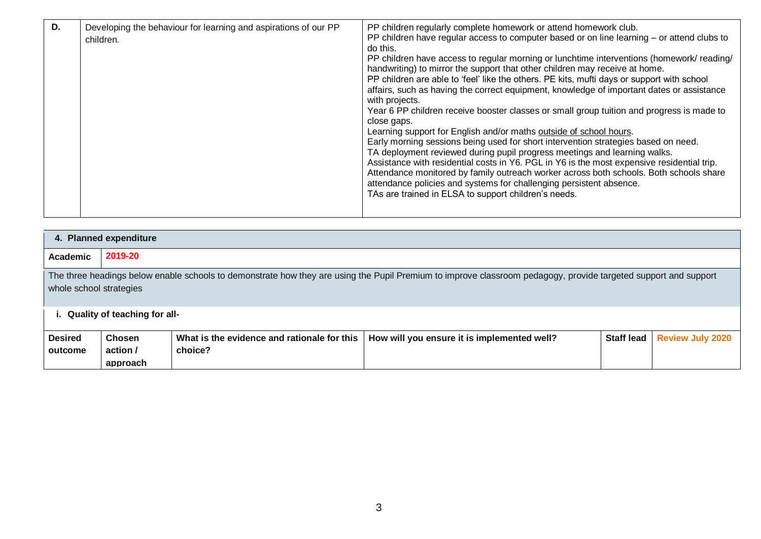| D. | Developing the behaviour for learning and aspirations of our PP children. | PP children regularly complete homework or attend homework club.<br>PP children have regular access to computer based or on line learning – or attend clubs to do this.<br>PP children have access to regular morning or lunchtime interventions (homework/ reading/ handwriting) to mirror the support that other children may receive at home.<br>PP children are able to 'feel' like the others. PE kits, mufti days or support with school affairs, such as having the correct equipment, knowledge of important dates or assistance with projects.<br>Year 6 PP children receive booster classes or small group tuition and progress is made to close gaps.<br>Learning support for English and/or maths <u>outside of school hours</u>.<br>Early morning sessions being used for short intervention strategies based on need.<br>TA deployment reviewed during pupil progress meetings and learning walks.<br>Assistance with residential costs in Y6. PGL in Y6 is the most expensive residential trip.<br>Attendance monitored by family outreach worker across both schools. Both schools share attendance policies and systems for challenging persistent absence.<br>TAs are trained in ELSA to support children's needs. |
|---|---|---|

**4. Planned expenditure**

| Academic | 2019-20 |
|---|---|

The three headings below enable schools to demonstrate how they are using the Pupil Premium to improve classroom pedagogy, provide targeted support and support whole school strategies

**i. Quality of teaching for all-**

| Desired outcome | Chosen action / approach | What is the evidence and rationale for this choice? | How will you ensure it is implemented well? | Staff lead | Review July 2020 |
|---|---|---|---|---|---|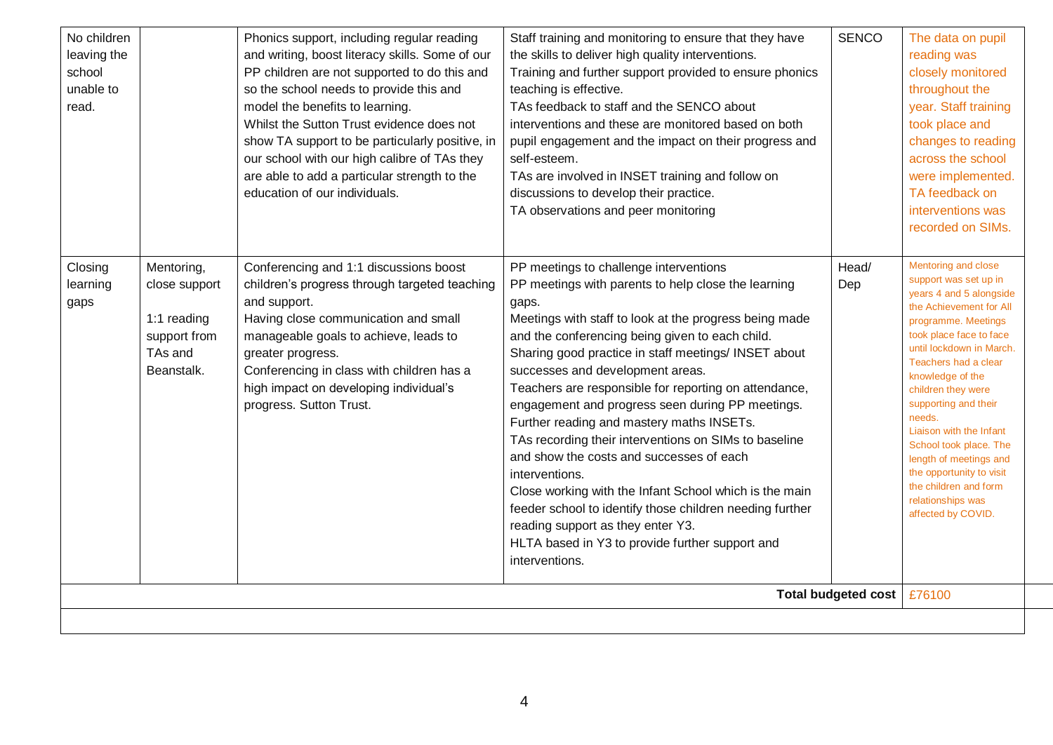| | | | | | |
|---|---|---|---|---|---|
| No children leaving the school unable to read. | | Phonics support, including regular reading and writing, boost literacy skills. Some of our PP children are not supported to do this and so the school needs to provide this and model the benefits to learning.<br>Whilst the Sutton Trust evidence does not show TA support to be particularly positive, in our school with our high calibre of TAs they are able to add a particular strength to the education of our individuals. | Staff training and monitoring to ensure that they have the skills to deliver high quality interventions.<br>Training and further support provided to ensure phonics teaching is effective.<br>TAs feedback to staff and the SENCO about interventions and these are monitored based on both pupil engagement and the impact on their progress and self-esteem.<br>TAs are involved in INSET training and follow on discussions to develop their practice.<br>TA observations and peer monitoring | SENCO | The data on pupil reading was closely monitored throughout the year. Staff training took place and changes to reading across the school were implemented. TA feedback on interventions was recorded on SIMs. |
| Closing learning gaps | Mentoring, close support<br><br>1:1 reading support from TAs and Beanstalk. | Conferencing and 1:1 discussions boost children's progress through targeted teaching and support.<br>Having close communication and small manageable goals to achieve, leads to greater progress.<br>Conferencing in class with children has a high impact on developing individual's progress. Sutton Trust. | PP meetings to challenge interventions<br>PP meetings with parents to help close the learning gaps.<br>Meetings with staff to look at the progress being made and the conferencing being given to each child.<br>Sharing good practice in staff meetings/ INSET about successes and development areas.<br>Teachers are responsible for reporting on attendance, engagement and progress seen during PP meetings.<br>Further reading and mastery maths INSETs.<br>TAs recording their interventions on SIMs to baseline and show the costs and successes of each interventions.<br>Close working with the Infant School which is the main feeder school to identify those children needing further reading support as they enter Y3.<br>HLTA based in Y3 to provide further support and interventions. | Head/ Dep | Mentoring and close support was set up in years 4 and 5 alongside the Achievement for All programme. Meetings took place face to face until lockdown in March. Teachers had a clear knowledge of the children they were supporting and their needs.<br>Liaison with the Infant School took place. The length of meetings and the opportunity to visit the children and form relationships was affected by COVID. |
| | | | | **Total budgeted cost** | £76100 |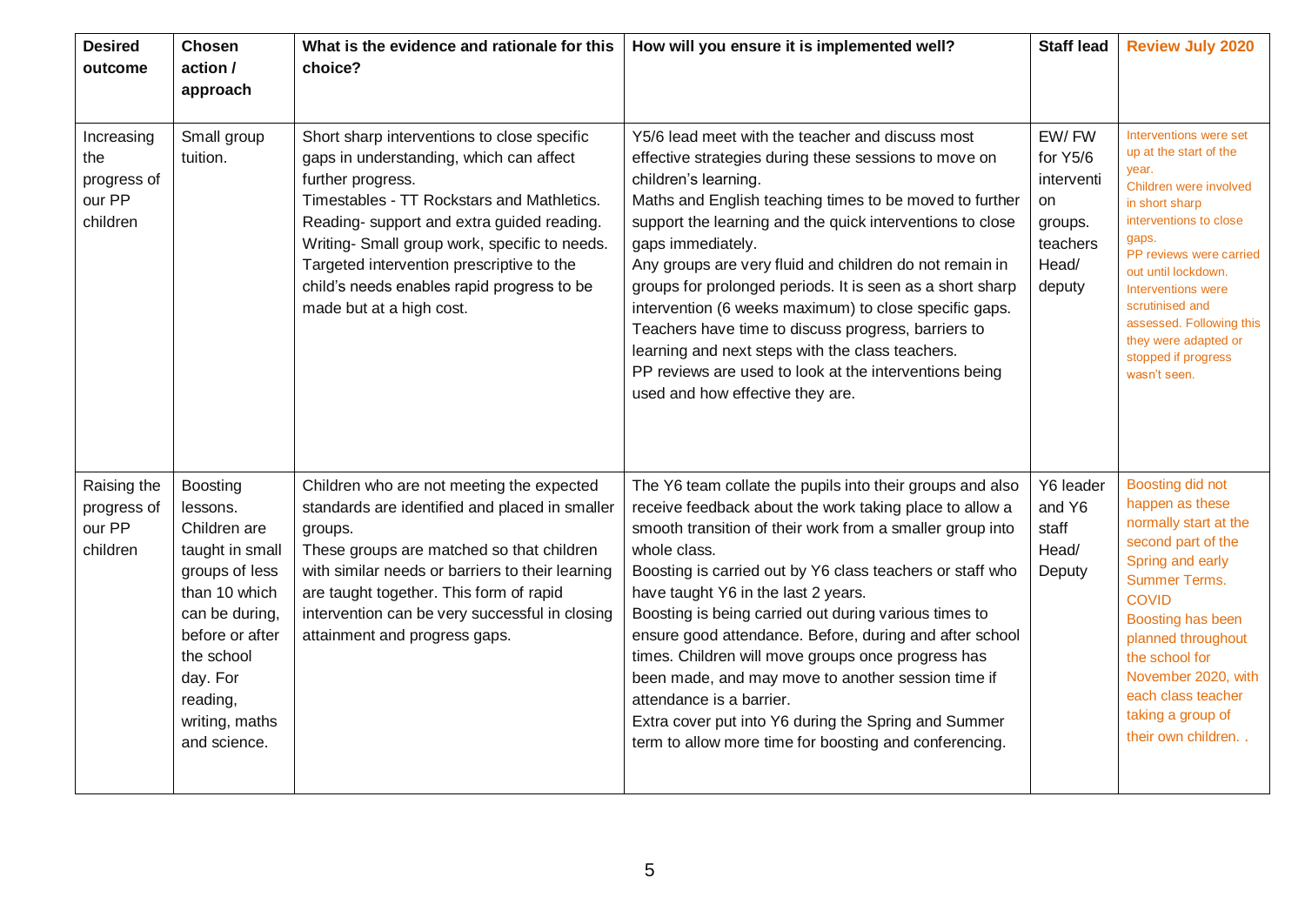| Desired outcome | Chosen action / approach | What is the evidence and rationale for this choice? | How will you ensure it is implemented well? | Staff lead | Review July 2020 |
|---|---|---|---|---|---|
| Increasing the progress of our PP children | Small group tuition. | Short sharp interventions to close specific gaps in understanding, which can affect further progress.<br>Timestables - TT Rockstars and Mathletics.<br>Reading- support and extra guided reading.<br>Writing- Small group work, specific to needs.<br>Targeted intervention prescriptive to the child's needs enables rapid progress to be made but at a high cost. | Y5/6 lead meet with the teacher and discuss most effective strategies during these sessions to move on children's learning.<br>Maths and English teaching times to be moved to further support the learning and the quick interventions to close gaps immediately.<br>Any groups are very fluid and children do not remain in groups for prolonged periods. It is seen as a short sharp intervention (6 weeks maximum) to close specific gaps.<br>Teachers have time to discuss progress, barriers to learning and next steps with the class teachers.<br>PP reviews are used to look at the interventions being used and how effective they are. | EW/ FW for Y5/6 intervention groups. teachers Head/ deputy | Interventions were set up at the start of the year.<br>Children were involved in short sharp interventions to close gaps.<br>PP reviews were carried out until lockdown.<br>Interventions were scrutinised and assessed. Following this they were adapted or stopped if progress wasn't seen. |
| Raising the progress of our PP children | Boosting lessons.<br>Children are taught in small groups of less than 10 which can be during, before or after the school day. For reading, writing, maths and science. | Children who are not meeting the expected standards are identified and placed in smaller groups.<br>These groups are matched so that children with similar needs or barriers to their learning are taught together. This form of rapid intervention can be very successful in closing attainment and progress gaps. | The Y6 team collate the pupils into their groups and also receive feedback about the work taking place to allow a smooth transition of their work from a smaller group into whole class.<br>Boosting is carried out by Y6 class teachers or staff who have taught Y6 in the last 2 years.<br>Boosting is being carried out during various times to ensure good attendance. Before, during and after school times. Children will move groups once progress has been made, and may move to another session time if attendance is a barrier.<br>Extra cover put into Y6 during the Spring and Summer term to allow more time for boosting and conferencing. | Y6 leader and Y6 staff Head/ Deputy | Boosting did not happen as these normally start at the second part of the Spring and early Summer Terms.<br>COVID<br>Boosting has been planned throughout the school for November 2020, with each class teacher taking a group of their own children. . |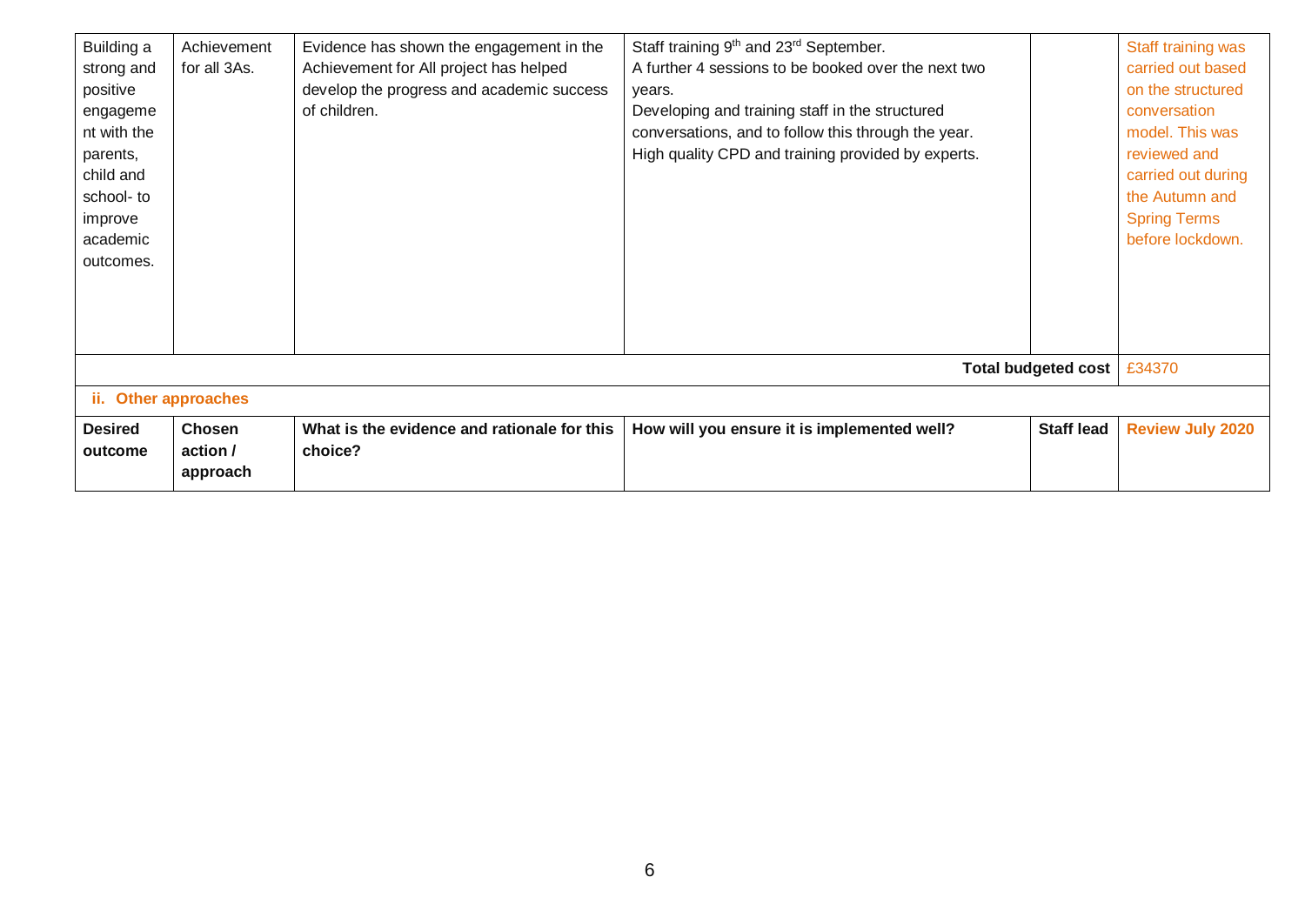| | | | | | |
|---|---|---|---|---|---|
| Building a strong and positive engagement with the parents, child and school- to improve academic outcomes. | Achievement for all 3As. | Evidence has shown the engagement in the Achievement for All project has helped develop the progress and academic success of children. | Staff training 9th and 23rd September.<br>A further 4 sessions to be booked over the next two years.<br>Developing and training staff in the structured conversations, and to follow this through the year.<br>High quality CPD and training provided by experts. | | Staff training was carried out based on the structured conversation model. This was reviewed and carried out during the Autumn and Spring Terms before lockdown. |
| | | | | **Total budgeted cost** | £34370 |

**ii. Other approaches**

| Desired outcome | Chosen action / approach | What is the evidence and rationale for this choice? | How will you ensure it is implemented well? | Staff lead | Review July 2020 |
|---|---|---|---|---|---|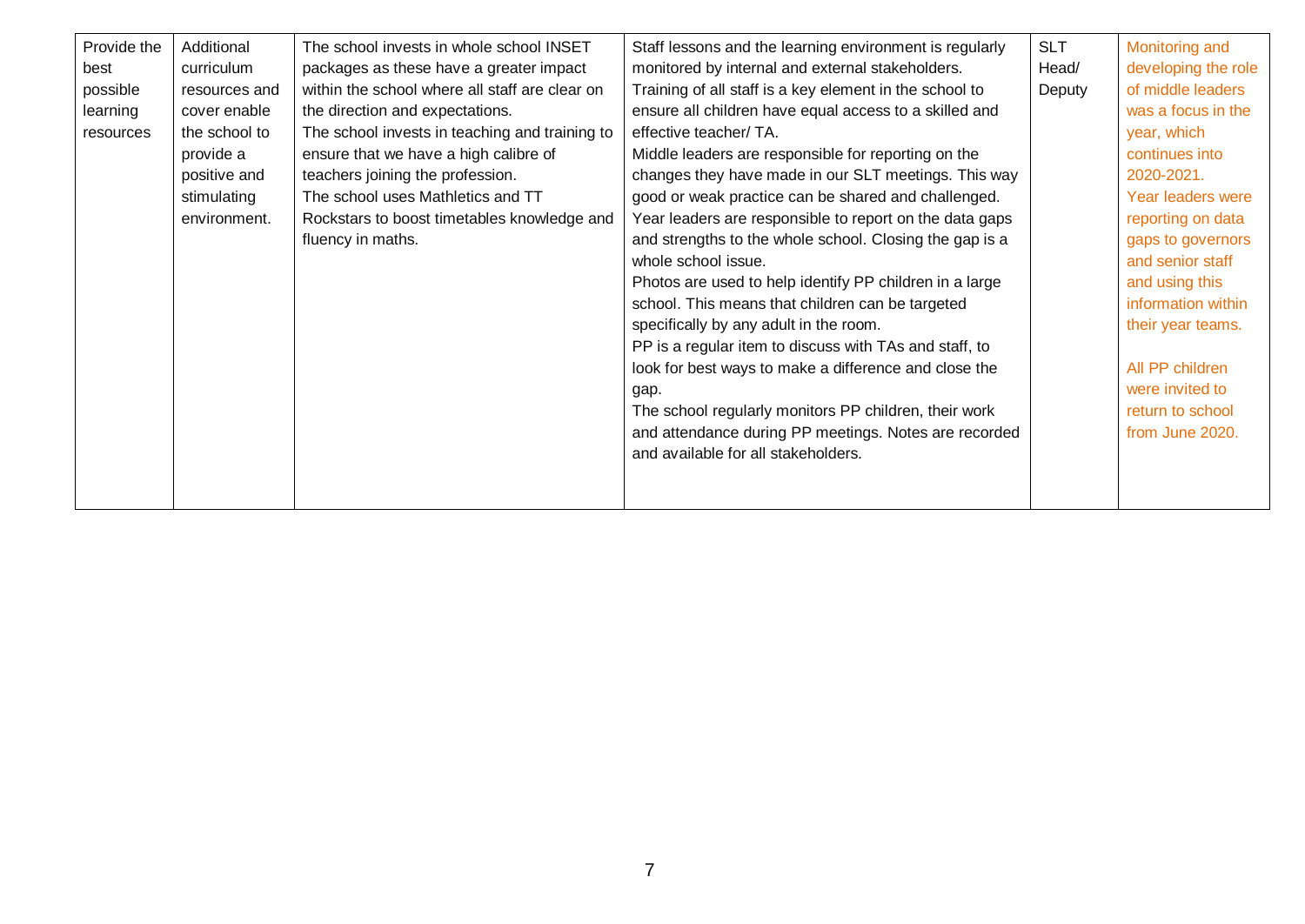| Provide the best possible learning resources | Additional curriculum resources and cover enable the school to provide a positive and stimulating environment. | The school invests in whole school INSET packages as these have a greater impact within the school where all staff are clear on the direction and expectations. The school invests in teaching and training to ensure that we have a high calibre of teachers joining the profession. The school uses Mathletics and TT Rockstars to boost timetables knowledge and fluency in maths. | Staff lessons and the learning environment is regularly monitored by internal and external stakeholders. Training of all staff is a key element in the school to ensure all children have equal access to a skilled and effective teacher/ TA. Middle leaders are responsible for reporting on the changes they have made in our SLT meetings. This way good or weak practice can be shared and challenged. Year leaders are responsible to report on the data gaps and strengths to the whole school. Closing the gap is a whole school issue. Photos are used to help identify PP children in a large school. This means that children can be targeted specifically by any adult in the room. PP is a regular item to discuss with TAs and staff, to look for best ways to make a difference and close the gap. The school regularly monitors PP children, their work and attendance during PP meetings. Notes are recorded and available for all stakeholders. | SLT Head/ Deputy | Monitoring and developing the role of middle leaders was a focus in the year, which continues into 2020-2021. Year leaders were reporting on data gaps to governors and senior staff and using this information within their year teams. All PP children were invited to return to school from June 2020. |
|---|---|---|---|---|---|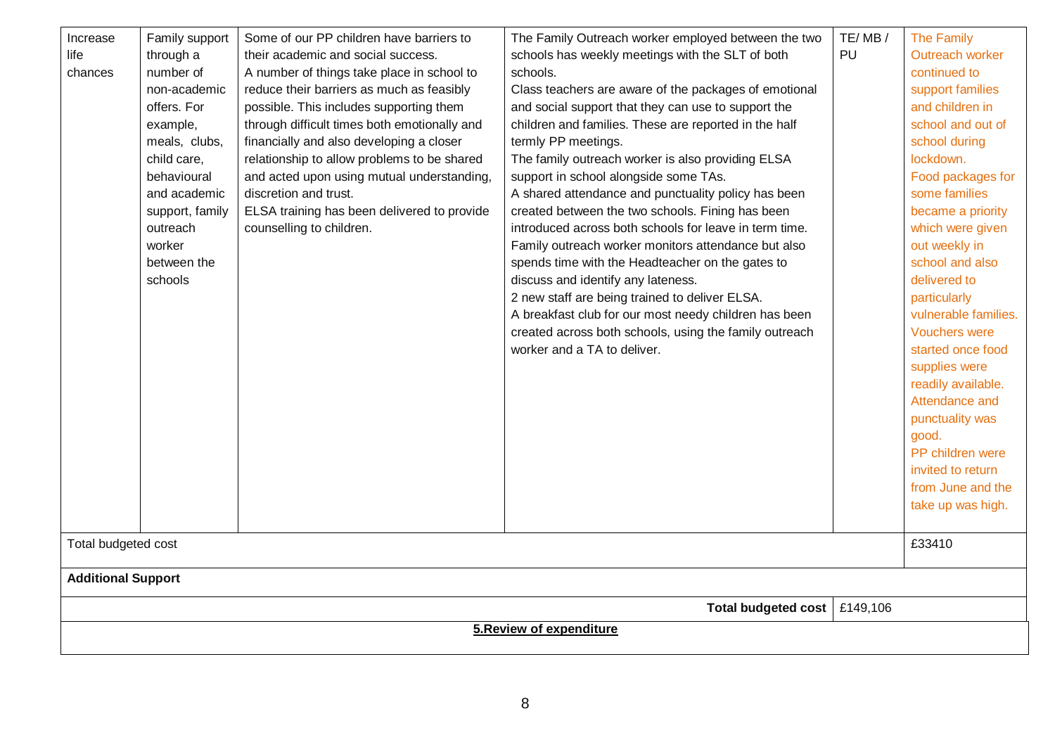| | | | | | |
|---|---|---|---|---|---|
| Increase life chances | Family support through a number of non-academic offers. For example, meals, clubs, child care, behavioural and academic support, family outreach worker between the schools | Some of our PP children have barriers to their academic and social success.<br>A number of things take place in school to reduce their barriers as much as feasibly possible. This includes supporting them through difficult times both emotionally and financially and also developing a closer relationship to allow problems to be shared and acted upon using mutual understanding, discretion and trust.<br>ELSA training has been delivered to provide counselling to children. | The Family Outreach worker employed between the two schools has weekly meetings with the SLT of both schools.<br>Class teachers are aware of the packages of emotional and social support that they can use to support the children and families. These are reported in the half termly PP meetings.<br>The family outreach worker is also providing ELSA support in school alongside some TAs.<br>A shared attendance and punctuality policy has been created between the two schools. Fining has been introduced across both schools for leave in term time.<br>Family outreach worker monitors attendance but also spends time with the Headteacher on the gates to discuss and identify any lateness.<br>2 new staff are being trained to deliver ELSA.<br>A breakfast club for our most needy children has been created across both schools, using the family outreach worker and a TA to deliver. | TE/ MB / PU | The Family Outreach worker continued to support families and children in school and out of school during lockdown.<br>Food packages for some families became a priority which were given out weekly in school and also delivered to particularly vulnerable families.<br>Vouchers were started once food supplies were readily available.<br>Attendance and punctuality was good.<br>PP children were invited to return from June and the take up was high. |
| Total budgeted cost | | | | | £33410 |
| **Additional Support** | | | | | |
| | | | | **Total budgeted cost** | £149,106 |

**5.Review of expenditure**